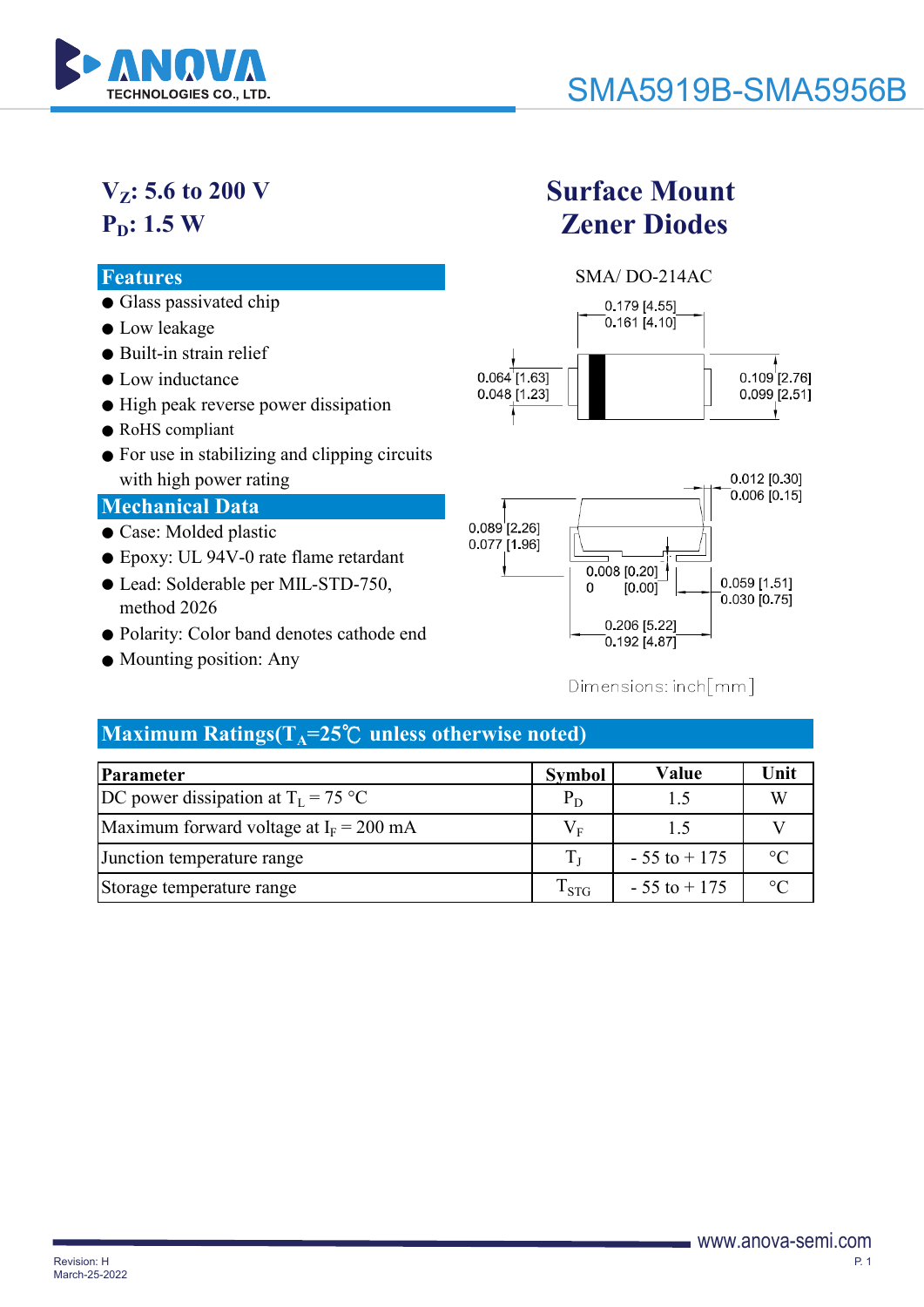# SMA5919B-SMA5956B

**$V_Z$: 5.6 to 200 V**
**$P_D$: 1.5 W**

## Surface Mount Zener Diodes

## Features

- Glass passivated chip
- Low leakage
- Built-in strain relief
- Low inductance
- High peak reverse power dissipation
- RoHS compliant
- For use in stabilizing and clipping circuits with high power rating

## Mechanical Data

- Case: Molded plastic
- Epoxy: UL 94V-0 rate flame retardant
- Lead: Solderable per MIL-STD-750, method 2026
- Polarity: Color band denotes cathode end
- Mounting position: Any

SMA/ DO-214AC

0.179 [4.55]
0.161 [4.10]

0.064 [1.63]
0.048 [1.23]

0.109 [2.76]
0.099 [2.51]

0.012 [0.30]
0.006 [0.15]

0.089 [2.26]
0.077 [1.96]

0.008 [0.20]
0 [0.00]

0.059 [1.51]
0.030 [0.75]

0.206 [5.22]
0.192 [4.87]

Dimensions: inch[mm]

## Maximum Ratings($T_A$=25℃ unless otherwise noted)

| Parameter | Symbol | Value | Unit |
|---|---|---|---|
| DC power dissipation at $T_L$ = 75 °C | $P_D$ | 1.5 | W |
| Maximum forward voltage at $I_F$ = 200 mA | $V_F$ | 1.5 | V |
| Junction temperature range | $T_J$ | - 55 to + 175 | °C |
| Storage temperature range | $T_{STG}$ | - 55 to + 175 | °C |

Revision: H
March-25-2022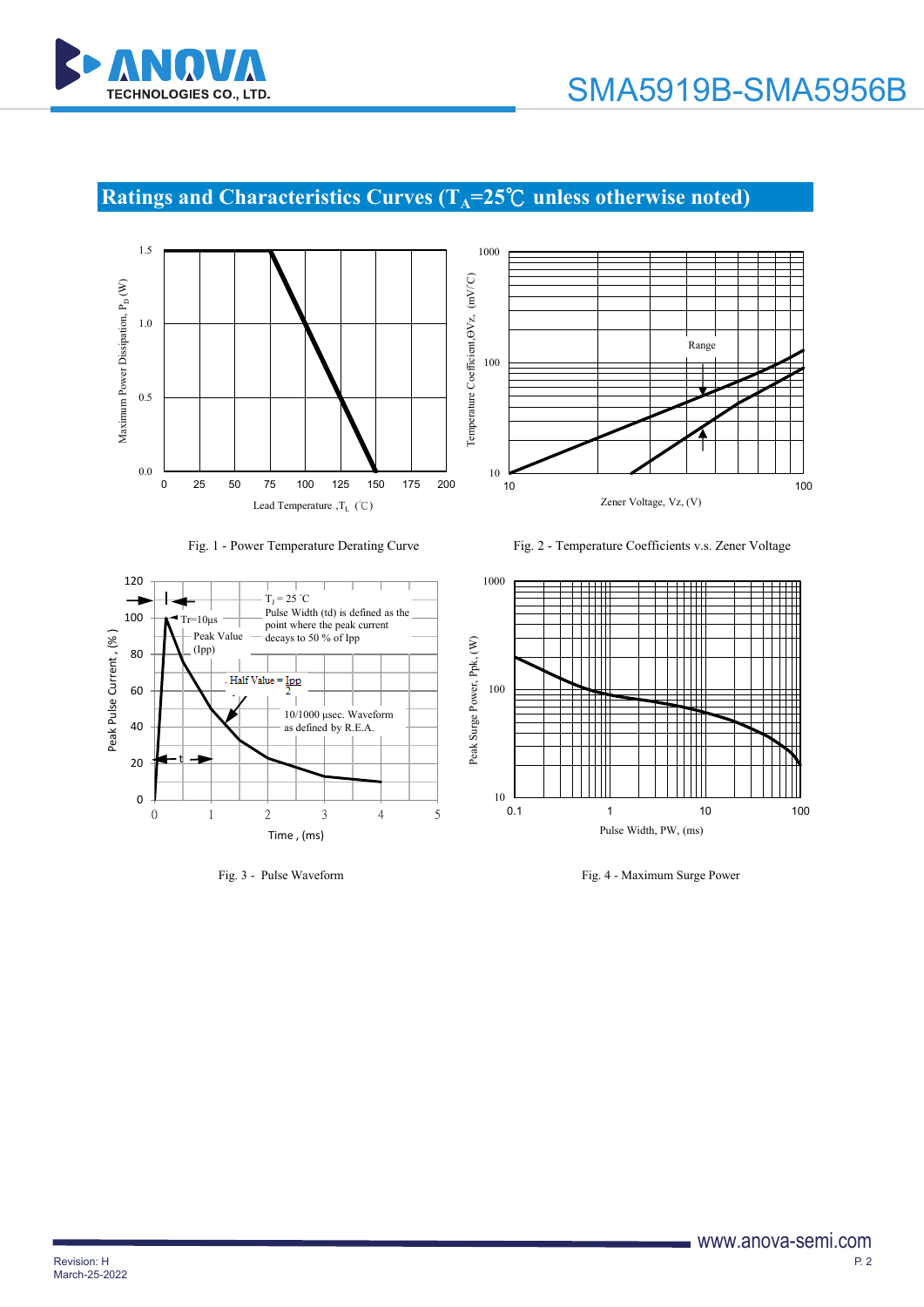## Ratings and Characteristics Curves ($T_A$=25℃ unless otherwise noted)

Fig. 1 - Power Temperature Derating Curve

Fig. 2 - Temperature Coefficients v.s. Zener Voltage

Fig. 3 - Pulse Waveform

Fig. 4 - Maximum Surge Power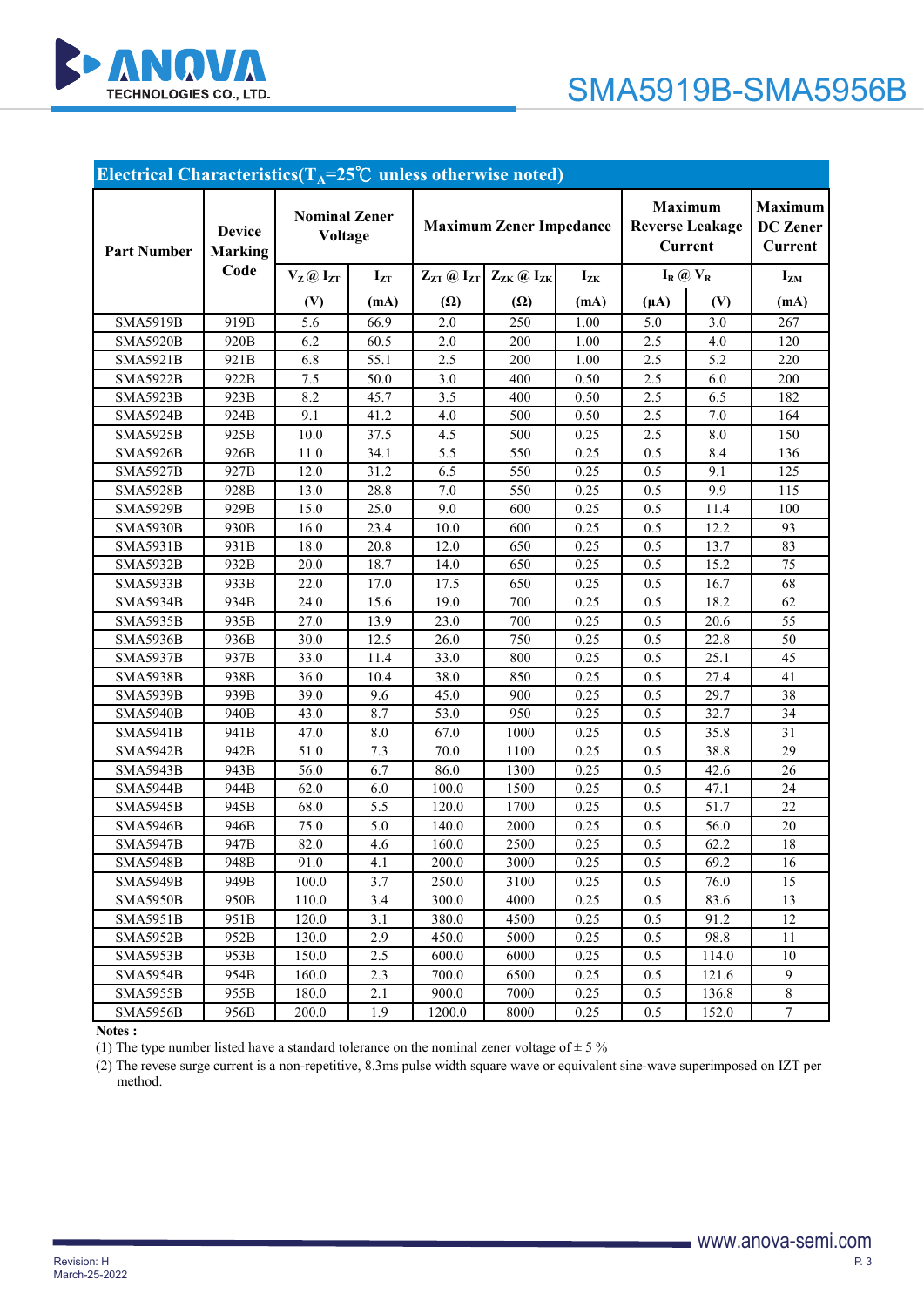## Electrical Characteristics($T_A$=25℃ unless otherwise noted)

| Part Number | Device Marking Code | Nominal Zener Voltage | | Maximum Zener Impedance | | | Maximum Reverse Leakage Current | | Maximum DC Zener Current |
|---|---|---|---|---|---|---|---|---|---|
| | | $V_Z$ @ $I_{ZT}$ | $I_{ZT}$ | $Z_{ZT}$ @ $I_{ZT}$ | $Z_{ZK}$ @ $I_{ZK}$ | $I_{ZK}$ | $I_R$ @ $V_R$ | | $I_{ZM}$ |
| | | (V) | (mA) | (Ω) | (Ω) | (mA) | (μA) | (V) | (mA) |
| SMA5919B | 919B | 5.6 | 66.9 | 2.0 | 250 | 1.00 | 5.0 | 3.0 | 267 |
| SMA5920B | 920B | 6.2 | 60.5 | 2.0 | 200 | 1.00 | 2.5 | 4.0 | 120 |
| SMA5921B | 921B | 6.8 | 55.1 | 2.5 | 200 | 1.00 | 2.5 | 5.2 | 220 |
| SMA5922B | 922B | 7.5 | 50.0 | 3.0 | 400 | 0.50 | 2.5 | 6.0 | 200 |
| SMA5923B | 923B | 8.2 | 45.7 | 3.5 | 400 | 0.50 | 2.5 | 6.5 | 182 |
| SMA5924B | 924B | 9.1 | 41.2 | 4.0 | 500 | 0.50 | 2.5 | 7.0 | 164 |
| SMA5925B | 925B | 10.0 | 37.5 | 4.5 | 500 | 0.25 | 2.5 | 8.0 | 150 |
| SMA5926B | 926B | 11.0 | 34.1 | 5.5 | 550 | 0.25 | 0.5 | 8.4 | 136 |
| SMA5927B | 927B | 12.0 | 31.2 | 6.5 | 550 | 0.25 | 0.5 | 9.1 | 125 |
| SMA5928B | 928B | 13.0 | 28.8 | 7.0 | 550 | 0.25 | 0.5 | 9.9 | 115 |
| SMA5929B | 929B | 15.0 | 25.0 | 9.0 | 600 | 0.25 | 0.5 | 11.4 | 100 |
| SMA5930B | 930B | 16.0 | 23.4 | 10.0 | 600 | 0.25 | 0.5 | 12.2 | 93 |
| SMA5931B | 931B | 18.0 | 20.8 | 12.0 | 650 | 0.25 | 0.5 | 13.7 | 83 |
| SMA5932B | 932B | 20.0 | 18.7 | 14.0 | 650 | 0.25 | 0.5 | 15.2 | 75 |
| SMA5933B | 933B | 22.0 | 17.0 | 17.5 | 650 | 0.25 | 0.5 | 16.7 | 68 |
| SMA5934B | 934B | 24.0 | 15.6 | 19.0 | 700 | 0.25 | 0.5 | 18.2 | 62 |
| SMA5935B | 935B | 27.0 | 13.9 | 23.0 | 700 | 0.25 | 0.5 | 20.6 | 55 |
| SMA5936B | 936B | 30.0 | 12.5 | 26.0 | 750 | 0.25 | 0.5 | 22.8 | 50 |
| SMA5937B | 937B | 33.0 | 11.4 | 33.0 | 800 | 0.25 | 0.5 | 25.1 | 45 |
| SMA5938B | 938B | 36.0 | 10.4 | 38.0 | 850 | 0.25 | 0.5 | 27.4 | 41 |
| SMA5939B | 939B | 39.0 | 9.6 | 45.0 | 900 | 0.25 | 0.5 | 29.7 | 38 |
| SMA5940B | 940B | 43.0 | 8.7 | 53.0 | 950 | 0.25 | 0.5 | 32.7 | 34 |
| SMA5941B | 941B | 47.0 | 8.0 | 67.0 | 1000 | 0.25 | 0.5 | 35.8 | 31 |
| SMA5942B | 942B | 51.0 | 7.3 | 70.0 | 1100 | 0.25 | 0.5 | 38.8 | 29 |
| SMA5943B | 943B | 56.0 | 6.7 | 86.0 | 1300 | 0.25 | 0.5 | 42.6 | 26 |
| SMA5944B | 944B | 62.0 | 6.0 | 100.0 | 1500 | 0.25 | 0.5 | 47.1 | 24 |
| SMA5945B | 945B | 68.0 | 5.5 | 120.0 | 1700 | 0.25 | 0.5 | 51.7 | 22 |
| SMA5946B | 946B | 75.0 | 5.0 | 140.0 | 2000 | 0.25 | 0.5 | 56.0 | 20 |
| SMA5947B | 947B | 82.0 | 4.6 | 160.0 | 2500 | 0.25 | 0.5 | 62.2 | 18 |
| SMA5948B | 948B | 91.0 | 4.1 | 200.0 | 3000 | 0.25 | 0.5 | 69.2 | 16 |
| SMA5949B | 949B | 100.0 | 3.7 | 250.0 | 3100 | 0.25 | 0.5 | 76.0 | 15 |
| SMA5950B | 950B | 110.0 | 3.4 | 300.0 | 4000 | 0.25 | 0.5 | 83.6 | 13 |
| SMA5951B | 951B | 120.0 | 3.1 | 380.0 | 4500 | 0.25 | 0.5 | 91.2 | 12 |
| SMA5952B | 952B | 130.0 | 2.9 | 450.0 | 5000 | 0.25 | 0.5 | 98.8 | 11 |
| SMA5953B | 953B | 150.0 | 2.5 | 600.0 | 6000 | 0.25 | 0.5 | 114.0 | 10 |
| SMA5954B | 954B | 160.0 | 2.3 | 700.0 | 6500 | 0.25 | 0.5 | 121.6 | 9 |
| SMA5955B | 955B | 180.0 | 2.1 | 900.0 | 7000 | 0.25 | 0.5 | 136.8 | 8 |
| SMA5956B | 956B | 200.0 | 1.9 | 1200.0 | 8000 | 0.25 | 0.5 | 152.0 | 7 |

**Notes :**

(1) The type number listed have a standard tolerance on the nominal zener voltage of ± 5 %

(2) The revese surge current is a non-repetitive, 8.3ms pulse width square wave or equivalent sine-wave superimposed on IZT per method.